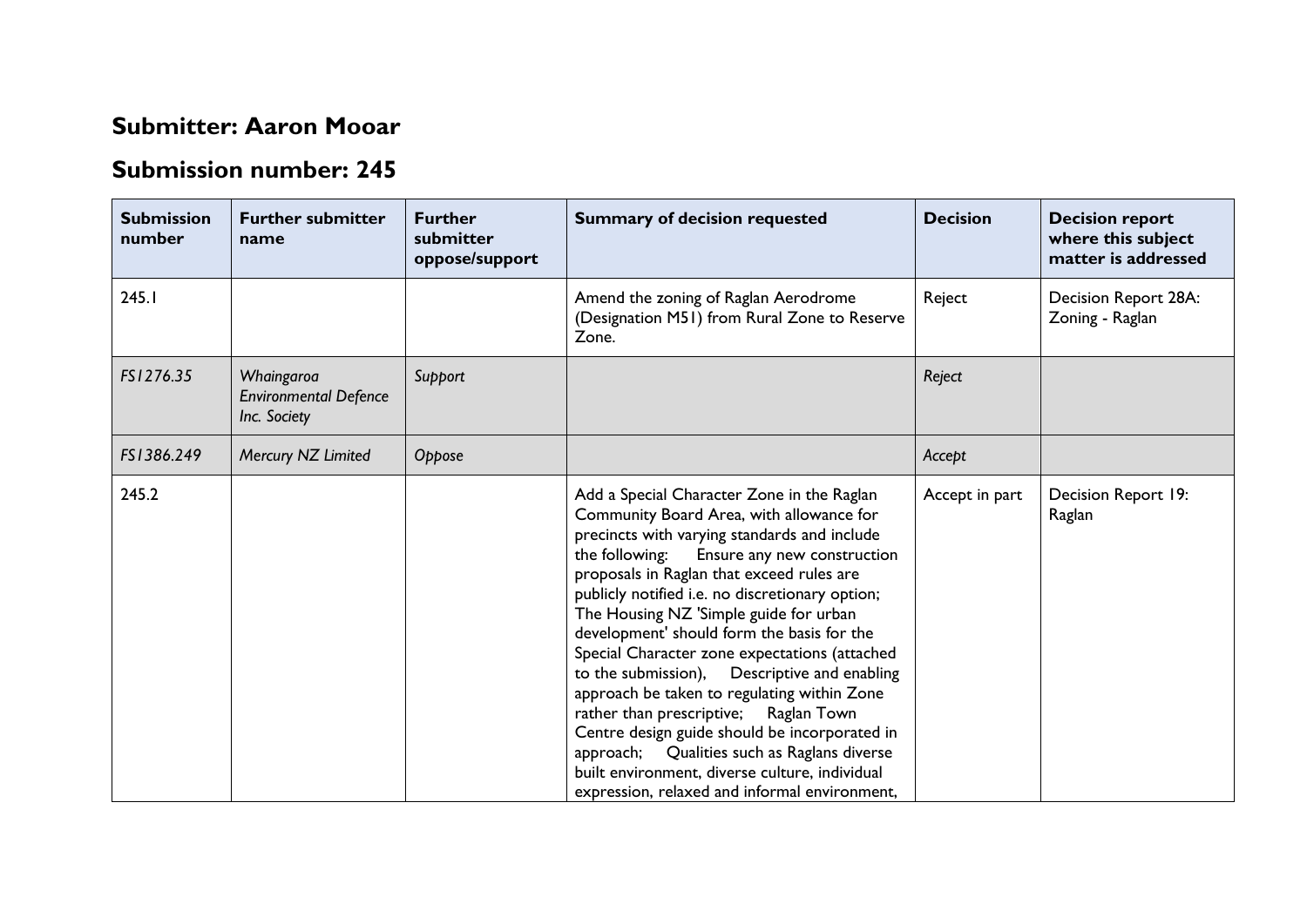## Submitter: Aaron Mooar

## Submission number: 245

| Submission number | Further submitter name | Further submitter oppose/support | Summary of decision requested | Decision | Decision report where this subject matter is addressed |
|---|---|---|---|---|---|
| 245.1 | | | Amend the zoning of Raglan Aerodrome (Designation M51) from Rural Zone to Reserve Zone. | Reject | Decision Report 28A: Zoning - Raglan |
| *FS1276.35* | *Whaingaroa Environmental Defence Inc. Society* | *Support* | | *Reject* | |
| *FS1386.249* | *Mercury NZ Limited* | *Oppose* | | *Accept* | |
| 245.2 | | | Add a Special Character Zone in the Raglan Community Board Area, with allowance for precincts with varying standards and include the following: Ensure any new construction proposals in Raglan that exceed rules are publicly notified i.e. no discretionary option; The Housing NZ 'Simple guide for urban development' should form the basis for the Special Character zone expectations (attached to the submission), Descriptive and enabling approach be taken to regulating within Zone rather than prescriptive; Raglan Town Centre design guide should be incorporated in approach; Qualities such as Raglans diverse built environment, diverse culture, individual expression, relaxed and informal environment, | Accept in part | Decision Report 19: Raglan |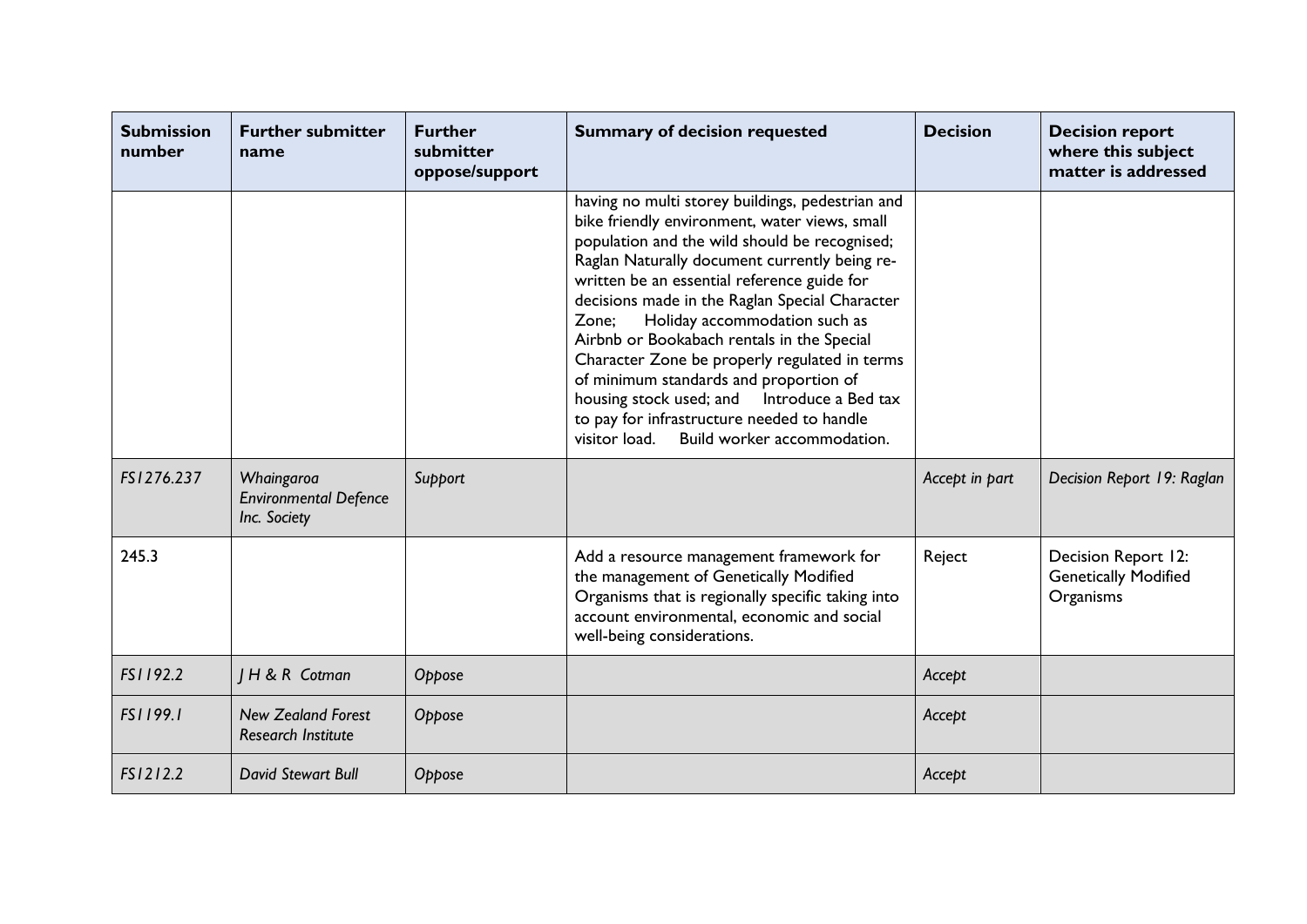| Submission number | Further submitter name | Further submitter oppose/support | Summary of decision requested | Decision | Decision report where this subject matter is addressed |
|---|---|---|---|---|---|
| | | | having no multi storey buildings, pedestrian and bike friendly environment, water views, small population and the wild should be recognised; Raglan Naturally document currently being re-written be an essential reference guide for decisions made in the Raglan Special Character Zone; Holiday accommodation such as Airbnb or Bookabach rentals in the Special Character Zone be properly regulated in terms of minimum standards and proportion of housing stock used; and Introduce a Bed tax to pay for infrastructure needed to handle visitor load. Build worker accommodation. | | |
| *FS1276.237* | *Whaingaroa Environmental Defence Inc. Society* | *Support* | | *Accept in part* | *Decision Report 19: Raglan* |
| 245.3 | | | Add a resource management framework for the management of Genetically Modified Organisms that is regionally specific taking into account environmental, economic and social well-being considerations. | Reject | Decision Report 12: Genetically Modified Organisms |
| *FS1192.2* | *J H & R Cotman* | *Oppose* | | *Accept* | |
| *FS1199.1* | *New Zealand Forest Research Institute* | *Oppose* | | *Accept* | |
| *FS1212.2* | *David Stewart Bull* | *Oppose* | | *Accept* | |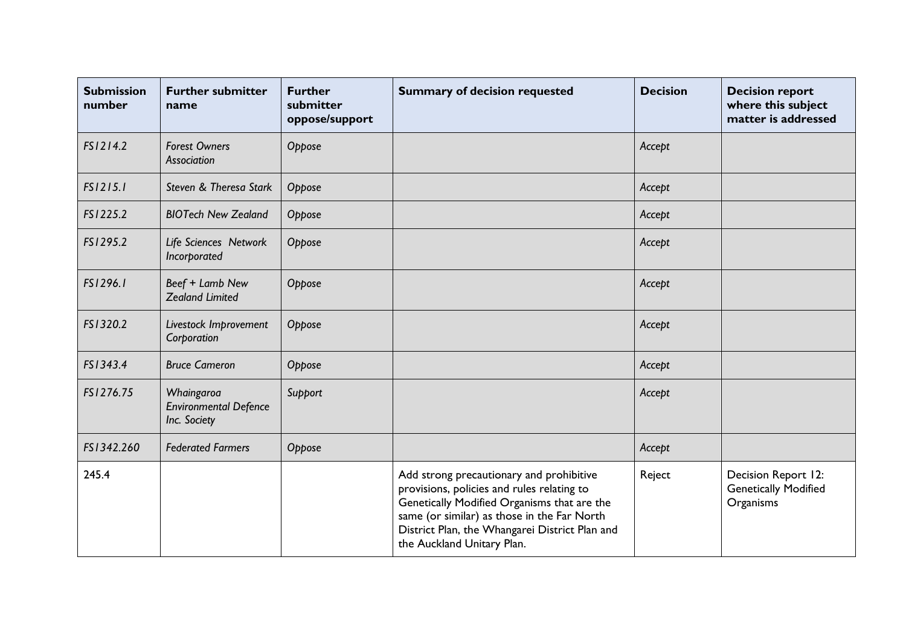| Submission number | Further submitter name | Further submitter oppose/support | Summary of decision requested | Decision | Decision report where this subject matter is addressed |
|---|---|---|---|---|---|
| *FS1214.2* | *Forest Owners Association* | *Oppose* | | *Accept* | |
| *FS1215.1* | *Steven & Theresa Stark* | *Oppose* | | *Accept* | |
| *FS1225.2* | *BIOTech New Zealand* | *Oppose* | | *Accept* | |
| *FS1295.2* | *Life Sciences Network Incorporated* | *Oppose* | | *Accept* | |
| *FS1296.1* | *Beef + Lamb New Zealand Limited* | *Oppose* | | *Accept* | |
| *FS1320.2* | *Livestock Improvement Corporation* | *Oppose* | | *Accept* | |
| *FS1343.4* | *Bruce Cameron* | *Oppose* | | *Accept* | |
| *FS1276.75* | *Whaingaroa Environmental Defence Inc. Society* | *Support* | | *Accept* | |
| *FS1342.260* | *Federated Farmers* | *Oppose* | | *Accept* | |
| 245.4 | | | Add strong precautionary and prohibitive provisions, policies and rules relating to Genetically Modified Organisms that are the same (or similar) as those in the Far North District Plan, the Whangarei District Plan and the Auckland Unitary Plan. | Reject | Decision Report 12: Genetically Modified Organisms |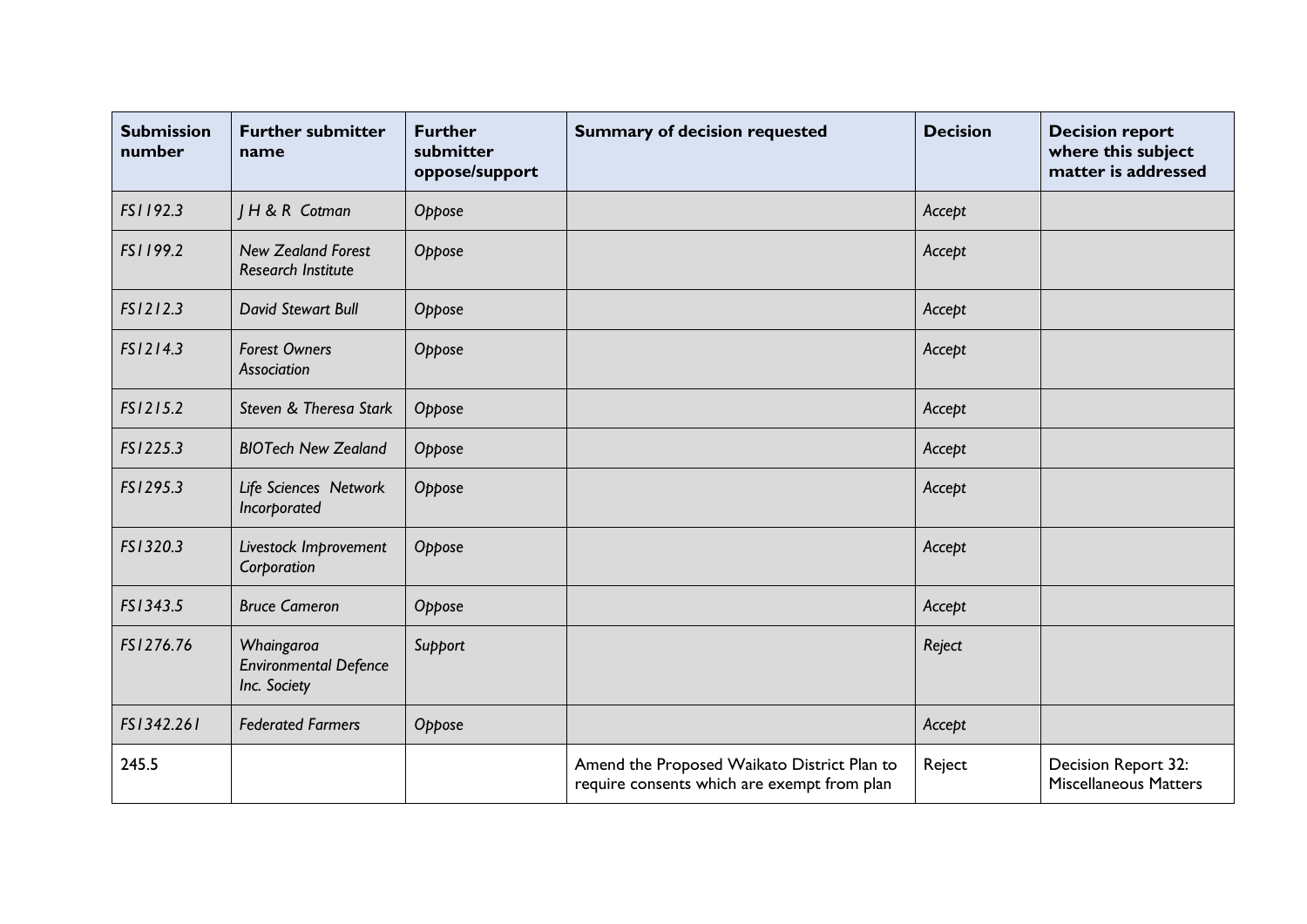| Submission number | Further submitter name | Further submitter oppose/support | Summary of decision requested | Decision | Decision report where this subject matter is addressed |
|---|---|---|---|---|---|
| *FS1192.3* | *J H & R Cotman* | *Oppose* | | *Accept* | |
| *FS1199.2* | *New Zealand Forest Research Institute* | *Oppose* | | *Accept* | |
| *FS1212.3* | *David Stewart Bull* | *Oppose* | | *Accept* | |
| *FS1214.3* | *Forest Owners Association* | *Oppose* | | *Accept* | |
| *FS1215.2* | *Steven & Theresa Stark* | *Oppose* | | *Accept* | |
| *FS1225.3* | *BIOTech New Zealand* | *Oppose* | | *Accept* | |
| *FS1295.3* | *Life Sciences Network Incorporated* | *Oppose* | | *Accept* | |
| *FS1320.3* | *Livestock Improvement Corporation* | *Oppose* | | *Accept* | |
| *FS1343.5* | *Bruce Cameron* | *Oppose* | | *Accept* | |
| *FS1276.76* | *Whaingaroa Environmental Defence Inc. Society* | *Support* | | *Reject* | |
| *FS1342.261* | *Federated Farmers* | *Oppose* | | *Accept* | |
| 245.5 | | | Amend the Proposed Waikato District Plan to require consents which are exempt from plan | Reject | Decision Report 32: Miscellaneous Matters |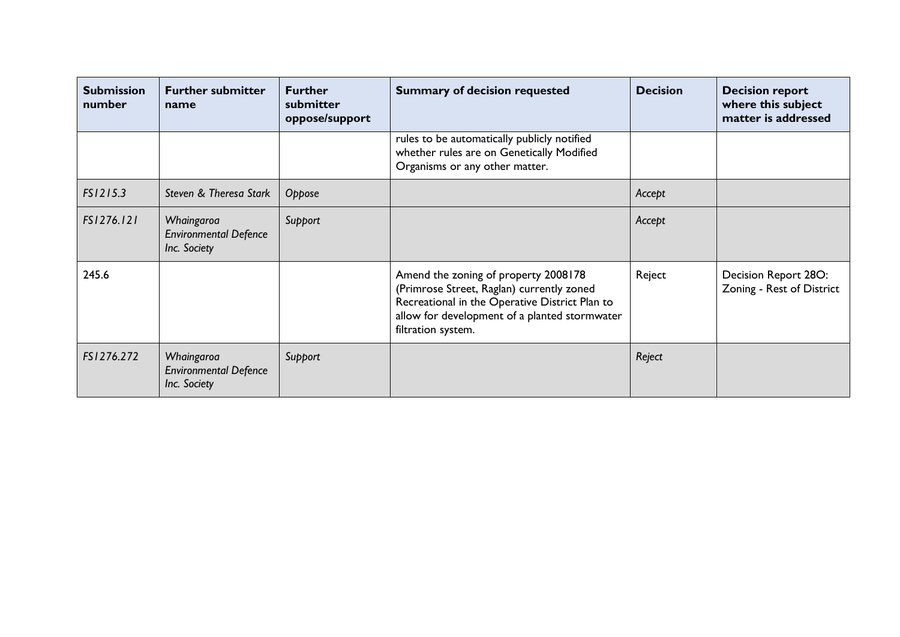| Submission number | Further submitter name | Further submitter oppose/support | Summary of decision requested | Decision | Decision report where this subject matter is addressed |
|---|---|---|---|---|---|
| | | | rules to be automatically publicly notified whether rules are on Genetically Modified Organisms or any other matter. | | |
| *FS1215.3* | *Steven & Theresa Stark* | *Oppose* | | *Accept* | |
| *FS1276.121* | *Whaingaroa Environmental Defence Inc. Society* | *Support* | | *Accept* | |
| 245.6 | | | Amend the zoning of property 2008178 (Primrose Street, Raglan) currently zoned Recreational in the Operative District Plan to allow for development of a planted stormwater filtration system. | Reject | Decision Report 28O: Zoning - Rest of District |
| *FS1276.272* | *Whaingaroa Environmental Defence Inc. Society* | *Support* | | *Reject* | |